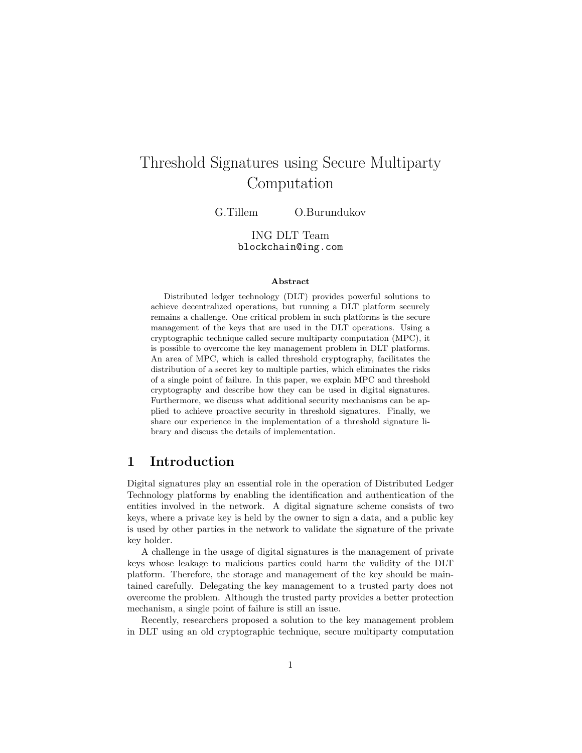# Threshold Signatures using Secure Multiparty Computation

G.Tillem O.Burundukov

ING DLT Team
`blockchain@ing.com`

**Abstract**

Distributed ledger technology (DLT) provides powerful solutions to achieve decentralized operations, but running a DLT platform securely remains a challenge. One critical problem in such platforms is the secure management of the keys that are used in the DLT operations. Using a cryptographic technique called secure multiparty computation (MPC), it is possible to overcome the key management problem in DLT platforms. An area of MPC, which is called threshold cryptography, facilitates the distribution of a secret key to multiple parties, which eliminates the risks of a single point of failure. In this paper, we explain MPC and threshold cryptography and describe how they can be used in digital signatures. Furthermore, we discuss what additional security mechanisms can be applied to achieve proactive security in threshold signatures. Finally, we share our experience in the implementation of a threshold signature library and discuss the details of implementation.

## 1 Introduction

Digital signatures play an essential role in the operation of Distributed Ledger Technology platforms by enabling the identification and authentication of the entities involved in the network. A digital signature scheme consists of two keys, where a private key is held by the owner to sign a data, and a public key is used by other parties in the network to validate the signature of the private key holder.

A challenge in the usage of digital signatures is the management of private keys whose leakage to malicious parties could harm the validity of the DLT platform. Therefore, the storage and management of the key should be maintained carefully. Delegating the key management to a trusted party does not overcome the problem. Although the trusted party provides a better protection mechanism, a single point of failure is still an issue.

Recently, researchers proposed a solution to the key management problem in DLT using an old cryptographic technique, secure multiparty computation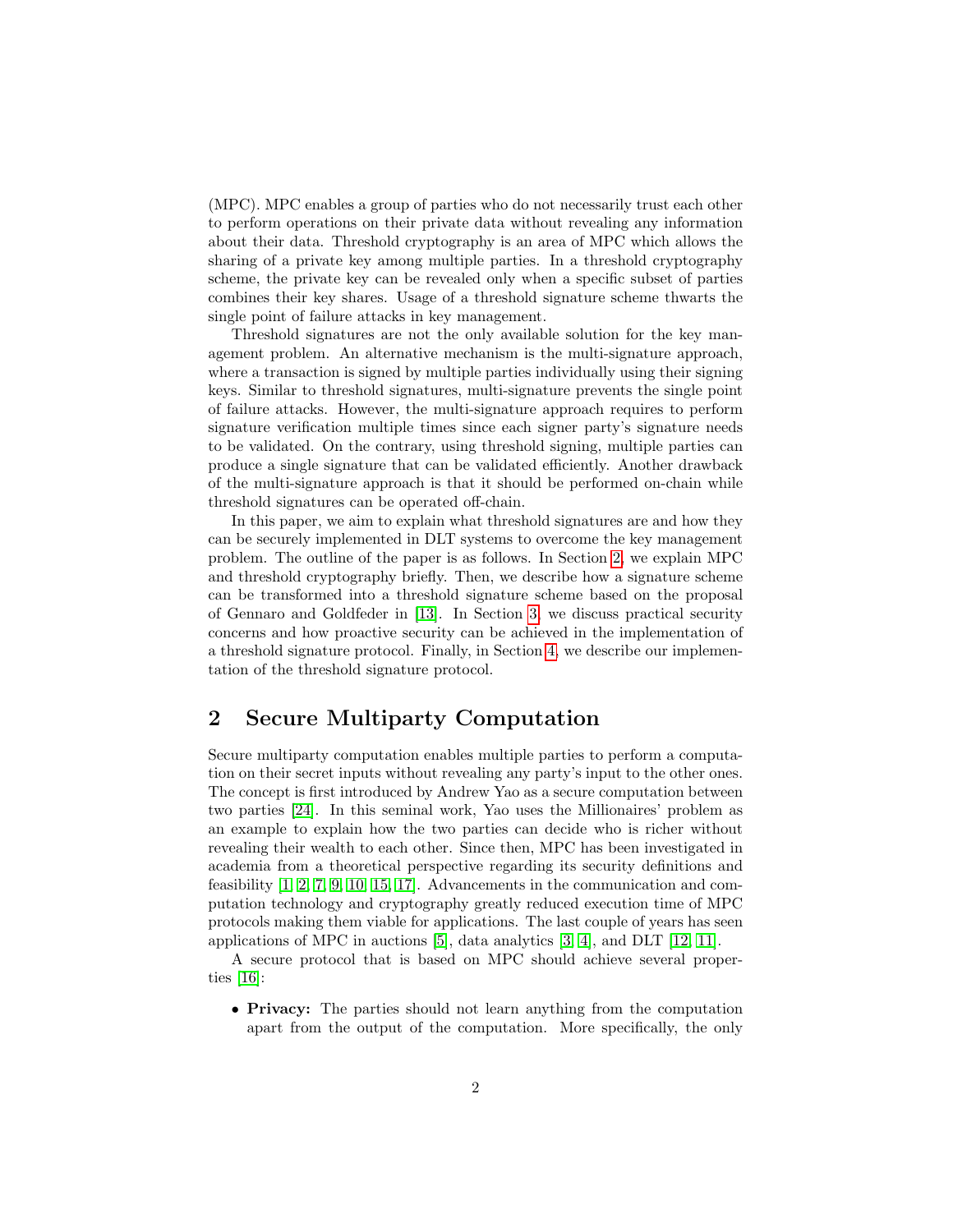(MPC). MPC enables a group of parties who do not necessarily trust each other to perform operations on their private data without revealing any information about their data. Threshold cryptography is an area of MPC which allows the sharing of a private key among multiple parties. In a threshold cryptography scheme, the private key can be revealed only when a specific subset of parties combines their key shares. Usage of a threshold signature scheme thwarts the single point of failure attacks in key management.

Threshold signatures are not the only available solution for the key management problem. An alternative mechanism is the multi-signature approach, where a transaction is signed by multiple parties individually using their signing keys. Similar to threshold signatures, multi-signature prevents the single point of failure attacks. However, the multi-signature approach requires to perform signature verification multiple times since each signer party's signature needs to be validated. On the contrary, using threshold signing, multiple parties can produce a single signature that can be validated efficiently. Another drawback of the multi-signature approach is that it should be performed on-chain while threshold signatures can be operated off-chain.

In this paper, we aim to explain what threshold signatures are and how they can be securely implemented in DLT systems to overcome the key management problem. The outline of the paper is as follows. In Section 2, we explain MPC and threshold cryptography briefly. Then, we describe how a signature scheme can be transformed into a threshold signature scheme based on the proposal of Gennaro and Goldfeder in [13]. In Section 3, we discuss practical security concerns and how proactive security can be achieved in the implementation of a threshold signature protocol. Finally, in Section 4, we describe our implementation of the threshold signature protocol.

## 2 Secure Multiparty Computation

Secure multiparty computation enables multiple parties to perform a computation on their secret inputs without revealing any party's input to the other ones. The concept is first introduced by Andrew Yao as a secure computation between two parties [24]. In this seminal work, Yao uses the Millionaires' problem as an example to explain how the two parties can decide who is richer without revealing their wealth to each other. Since then, MPC has been investigated in academia from a theoretical perspective regarding its security definitions and feasibility [1, 2, 7, 9, 10, 15, 17]. Advancements in the communication and computation technology and cryptography greatly reduced execution time of MPC protocols making them viable for applications. The last couple of years has seen applications of MPC in auctions [5], data analytics [3, 4], and DLT [12, 11].

A secure protocol that is based on MPC should achieve several properties [16]:

- **Privacy:** The parties should not learn anything from the computation apart from the output of the computation. More specifically, the only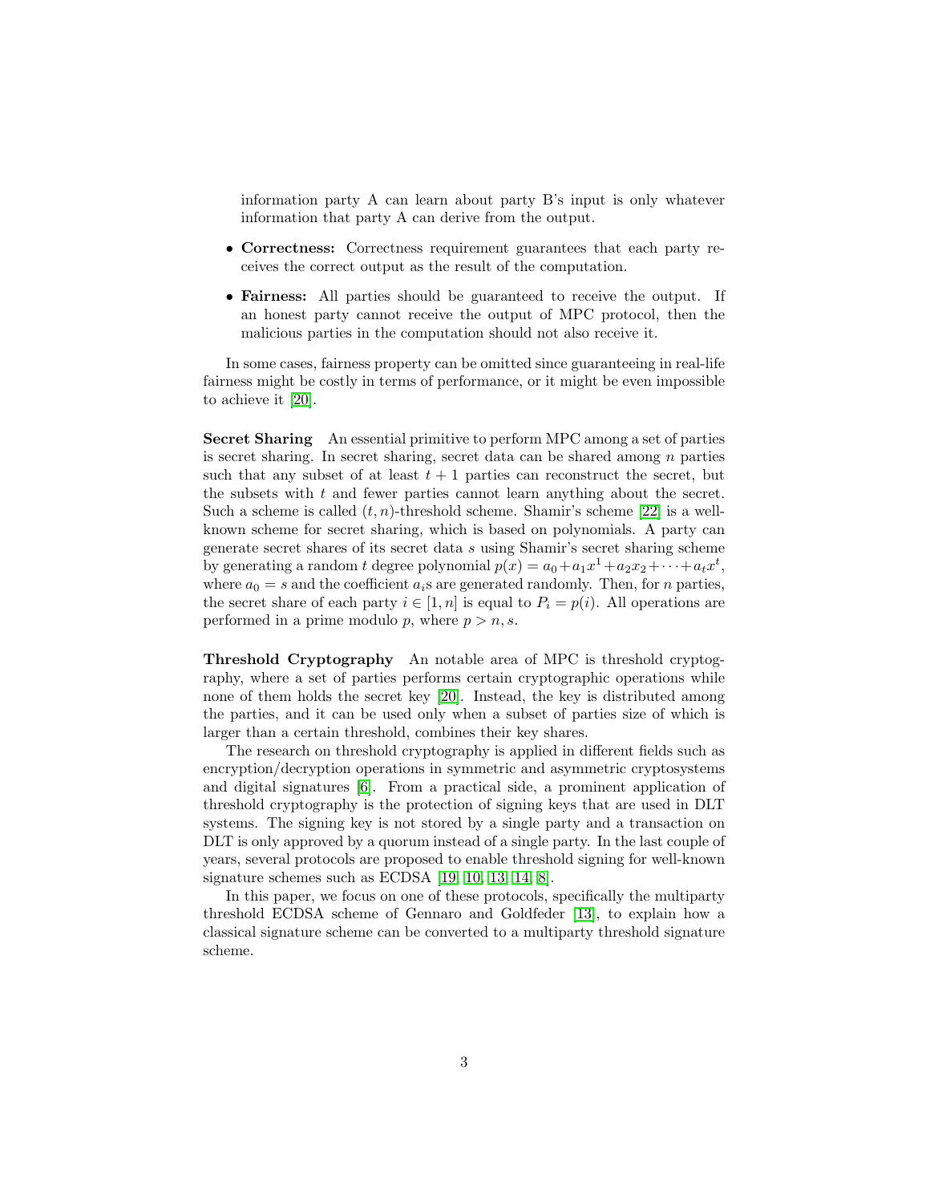information party A can learn about party B's input is only whatever information that party A can derive from the output.

- **Correctness:** Correctness requirement guarantees that each party receives the correct output as the result of the computation.
- **Fairness:** All parties should be guaranteed to receive the output. If an honest party cannot receive the output of MPC protocol, then the malicious parties in the computation should not also receive it.

In some cases, fairness property can be omitted since guaranteeing in real-life fairness might be costly in terms of performance, or it might be even impossible to achieve it [20].

**Secret Sharing** An essential primitive to perform MPC among a set of parties is secret sharing. In secret sharing, secret data can be shared among $n$ parties such that any subset of at least $t+1$ parties can reconstruct the secret, but the subsets with $t$ and fewer parties cannot learn anything about the secret. Such a scheme is called $(t, n)$-threshold scheme. Shamir's scheme [22] is a well-known scheme for secret sharing, which is based on polynomials. A party can generate secret shares of its secret data $s$ using Shamir's secret sharing scheme by generating a random $t$ degree polynomial $p(x) = a_0 + a_1x^1 + a_2x_2 + \cdots + a_tx^t$, where $a_0 = s$ and the coefficient $a_i$s are generated randomly. Then, for $n$ parties, the secret share of each party $i \in [1, n]$ is equal to $P_i = p(i)$. All operations are performed in a prime modulo $p$, where $p > n, s$.

**Threshold Cryptography** An notable area of MPC is threshold cryptography, where a set of parties performs certain cryptographic operations while none of them holds the secret key [20]. Instead, the key is distributed among the parties, and it can be used only when a subset of parties size of which is larger than a certain threshold, combines their key shares.

The research on threshold cryptography is applied in different fields such as encryption/decryption operations in symmetric and asymmetric cryptosystems and digital signatures [6]. From a practical side, a prominent application of threshold cryptography is the protection of signing keys that are used in DLT systems. The signing key is not stored by a single party and a transaction on DLT is only approved by a quorum instead of a single party. In the last couple of years, several protocols are proposed to enable threshold signing for well-known signature schemes such as ECDSA [19, 10, 13, 14, 8].

In this paper, we focus on one of these protocols, specifically the multiparty threshold ECDSA scheme of Gennaro and Goldfeder [13], to explain how a classical signature scheme can be converted to a multiparty threshold signature scheme.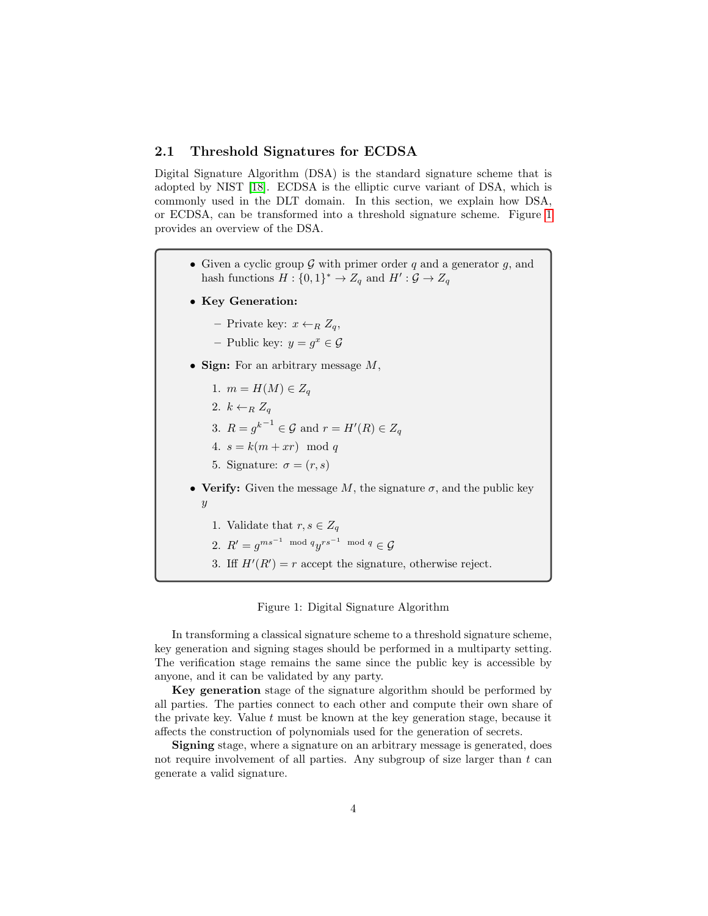### 2.1 Threshold Signatures for ECDSA

Digital Signature Algorithm (DSA) is the standard signature scheme that is adopted by NIST [18]. ECDSA is the elliptic curve variant of DSA, which is commonly used in the DLT domain. In this section, we explain how DSA, or ECDSA, can be transformed into a threshold signature scheme. Figure 1 provides an overview of the DSA.

- Given a cyclic group $\mathcal{G}$ with primer order $q$ and a generator $g$, and hash functions $H : \{0,1\}^* \to Z_q$ and $H' : \mathcal{G} \to Z_q$
- **Key Generation:**
  - Private key: $x \leftarrow_R Z_q$,
  - Public key: $y = g^x \in \mathcal{G}$
- **Sign:** For an arbitrary message $M$,
  1. $m = H(M) \in Z_q$
  2. $k \leftarrow_R Z_q$
  3. $R = g^{k^{-1}} \in \mathcal{G}$ and $r = H'(R) \in Z_q$
  4. $s = k(m + xr) \mod q$
  5. Signature: $\sigma = (r, s)$
- **Verify:** Given the message $M$, the signature $\sigma$, and the public key $y$
  1. Validate that $r, s \in Z_q$
  2. $R' = g^{ms^{-1} \mod q} y^{rs^{-1} \mod q} \in \mathcal{G}$
  3. Iff $H'(R') = r$ accept the signature, otherwise reject.

Figure 1: Digital Signature Algorithm

In transforming a classical signature scheme to a threshold signature scheme, key generation and signing stages should be performed in a multiparty setting. The verification stage remains the same since the public key is accessible by anyone, and it can be validated by any party.

**Key generation** stage of the signature algorithm should be performed by all parties. The parties connect to each other and compute their own share of the private key. Value $t$ must be known at the key generation stage, because it affects the construction of polynomials used for the generation of secrets.

**Signing** stage, where a signature on an arbitrary message is generated, does not require involvement of all parties. Any subgroup of size larger than $t$ can generate a valid signature.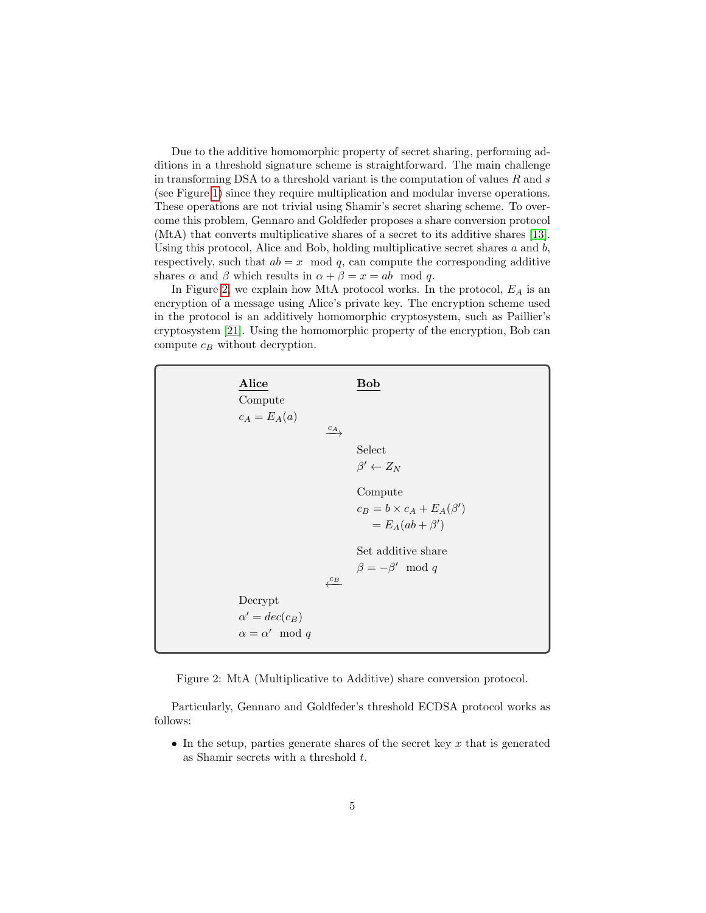Due to the additive homomorphic property of secret sharing, performing additions in a threshold signature scheme is straightforward. The main challenge in transforming DSA to a threshold variant is the computation of values $R$ and $s$ (see Figure 1) since they require multiplication and modular inverse operations. These operations are not trivial using Shamir's secret sharing scheme. To overcome this problem, Gennaro and Goldfeder proposes a share conversion protocol (MtA) that converts multiplicative shares of a secret to its additive shares [13]. Using this protocol, Alice and Bob, holding multiplicative secret shares $a$ and $b$, respectively, such that $ab = x \mod q$, can compute the corresponding additive shares $\alpha$ and $\beta$ which results in $\alpha + \beta = x = ab \mod q$.

In Figure 2, we explain how MtA protocol works. In the protocol, $E_A$ is an encryption of a message using Alice's private key. The encryption scheme used in the protocol is an additively homomorphic cryptosystem, such as Paillier's cryptosystem [21]. Using the homomorphic property of the encryption, Bob can compute $c_B$ without decryption.

| **Alice** | | **Bob** |
|---|---|---|
| Compute $c_A = E_A(a)$ | | |
| | $\xrightarrow{c_A}$ | |
| | | Select $\beta' \leftarrow Z_N$ |
| | | Compute $c_B = b \times c_A + E_A(\beta') = E_A(ab + \beta')$ |
| | | Set additive share $\beta = -\beta' \mod q$ |
| | $\xleftarrow{c_B}$ | |
| Decrypt $\alpha' = dec(c_B)$, $\alpha = \alpha' \mod q$ | | |

Figure 2: MtA (Multiplicative to Additive) share conversion protocol.

Particularly, Gennaro and Goldfeder's threshold ECDSA protocol works as follows:

- In the setup, parties generate shares of the secret key $x$ that is generated as Shamir secrets with a threshold $t$.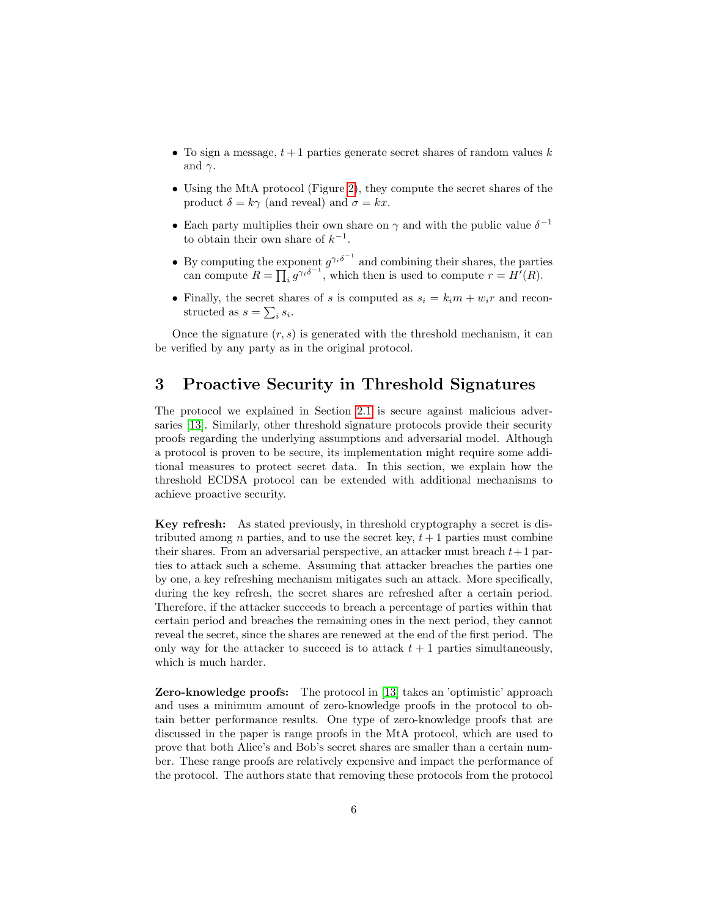- To sign a message, $t+1$ parties generate secret shares of random values $k$ and $\gamma$.
- Using the MtA protocol (Figure 2), they compute the secret shares of the product $\delta = k\gamma$ (and reveal) and $\sigma = kx$.
- Each party multiplies their own share on $\gamma$ and with the public value $\delta^{-1}$ to obtain their own share of $k^{-1}$.
- By computing the exponent $g^{\gamma_i \delta^{-1}}$ and combining their shares, the parties can compute $R = \prod_i g^{\gamma_i \delta^{-1}}$, which then is used to compute $r = H'(R)$.
- Finally, the secret shares of $s$ is computed as $s_i = k_i m + w_i r$ and reconstructed as $s = \sum_i s_i$.

Once the signature $(r, s)$ is generated with the threshold mechanism, it can be verified by any party as in the original protocol.

# 3 Proactive Security in Threshold Signatures

The protocol we explained in Section 2.1 is secure against malicious adversaries [13]. Similarly, other threshold signature protocols provide their security proofs regarding the underlying assumptions and adversarial model. Although a protocol is proven to be secure, its implementation might require some additional measures to protect secret data. In this section, we explain how the threshold ECDSA protocol can be extended with additional mechanisms to achieve proactive security.

**Key refresh:** As stated previously, in threshold cryptography a secret is distributed among $n$ parties, and to use the secret key, $t+1$ parties must combine their shares. From an adversarial perspective, an attacker must breach $t+1$ parties to attack such a scheme. Assuming that attacker breaches the parties one by one, a key refreshing mechanism mitigates such an attack. More specifically, during the key refresh, the secret shares are refreshed after a certain period. Therefore, if the attacker succeeds to breach a percentage of parties within that certain period and breaches the remaining ones in the next period, they cannot reveal the secret, since the shares are renewed at the end of the first period. The only way for the attacker to succeed is to attack $t+1$ parties simultaneously, which is much harder.

**Zero-knowledge proofs:** The protocol in [13] takes an 'optimistic' approach and uses a minimum amount of zero-knowledge proofs in the protocol to obtain better performance results. One type of zero-knowledge proofs that are discussed in the paper is range proofs in the MtA protocol, which are used to prove that both Alice's and Bob's secret shares are smaller than a certain number. These range proofs are relatively expensive and impact the performance of the protocol. The authors state that removing these protocols from the protocol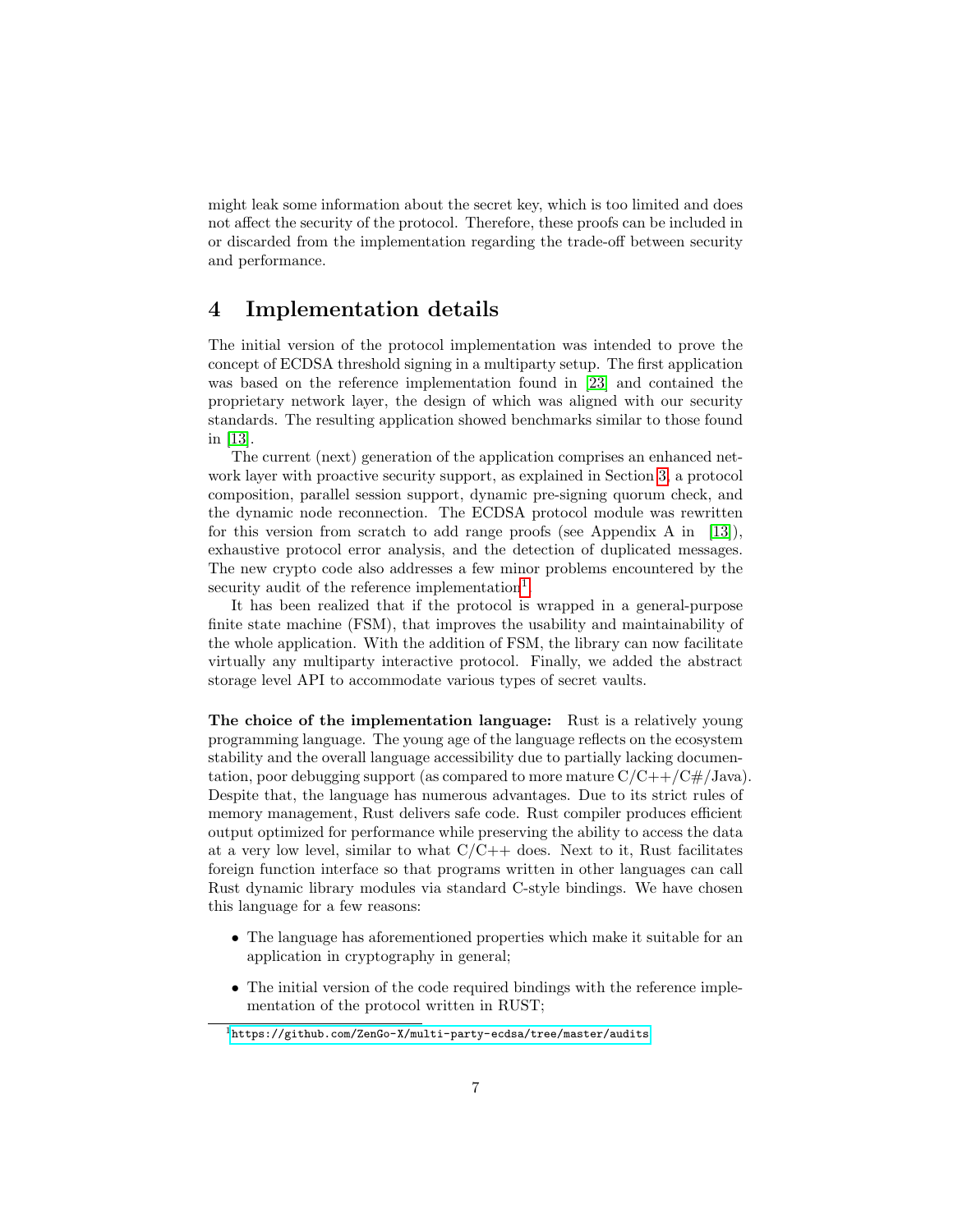might leak some information about the secret key, which is too limited and does not affect the security of the protocol. Therefore, these proofs can be included in or discarded from the implementation regarding the trade-off between security and performance.

## 4 Implementation details

The initial version of the protocol implementation was intended to prove the concept of ECDSA threshold signing in a multiparty setup. The first application was based on the reference implementation found in [23] and contained the proprietary network layer, the design of which was aligned with our security standards. The resulting application showed benchmarks similar to those found in [13].

The current (next) generation of the application comprises an enhanced network layer with proactive security support, as explained in Section 3, a protocol composition, parallel session support, dynamic pre-signing quorum check, and the dynamic node reconnection. The ECDSA protocol module was rewritten for this version from scratch to add range proofs (see Appendix A in [13]), exhaustive protocol error analysis, and the detection of duplicated messages. The new crypto code also addresses a few minor problems encountered by the security audit of the reference implementation[1].

It has been realized that if the protocol is wrapped in a general-purpose finite state machine (FSM), that improves the usability and maintainability of the whole application. With the addition of FSM, the library can now facilitate virtually any multiparty interactive protocol. Finally, we added the abstract storage level API to accommodate various types of secret vaults.

**The choice of the implementation language:** Rust is a relatively young programming language. The young age of the language reflects on the ecosystem stability and the overall language accessibility due to partially lacking documentation, poor debugging support (as compared to more mature C/C++/C#/Java). Despite that, the language has numerous advantages. Due to its strict rules of memory management, Rust delivers safe code. Rust compiler produces efficient output optimized for performance while preserving the ability to access the data at a very low level, similar to what C/C++ does. Next to it, Rust facilitates foreign function interface so that programs written in other languages can call Rust dynamic library modules via standard C-style bindings. We have chosen this language for a few reasons:

- The language has aforementioned properties which make it suitable for an application in cryptography in general;
- The initial version of the code required bindings with the reference implementation of the protocol written in RUST;

[1] https://github.com/ZenGo-X/multi-party-ecdsa/tree/master/audits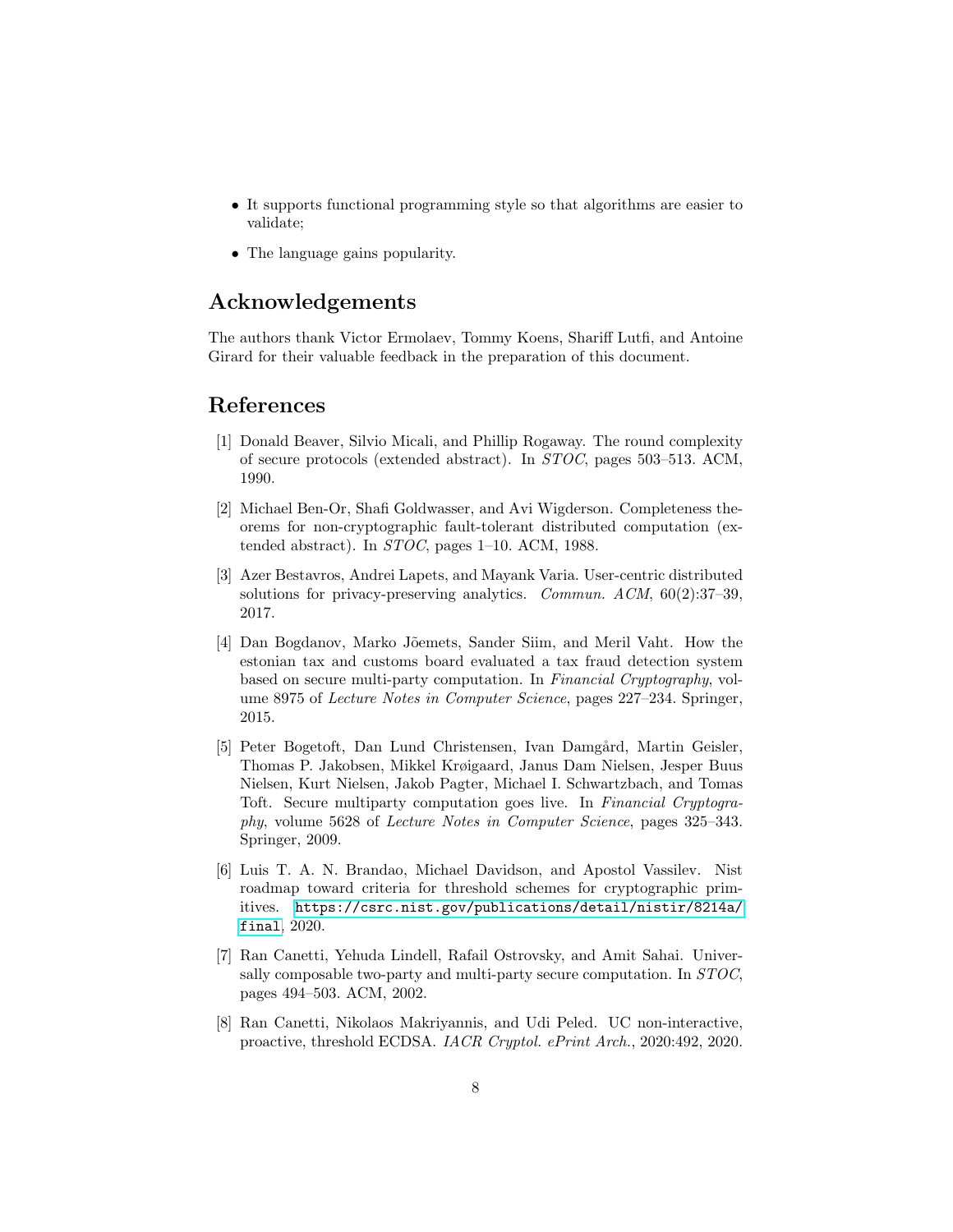- It supports functional programming style so that algorithms are easier to validate;
- The language gains popularity.

## Acknowledgements

The authors thank Victor Ermolaev, Tommy Koens, Shariff Lutfi, and Antoine Girard for their valuable feedback in the preparation of this document.

## References

[1] Donald Beaver, Silvio Micali, and Phillip Rogaway. The round complexity of secure protocols (extended abstract). In *STOC*, pages 503–513. ACM, 1990.

[2] Michael Ben-Or, Shafi Goldwasser, and Avi Wigderson. Completeness theorems for non-cryptographic fault-tolerant distributed computation (extended abstract). In *STOC*, pages 1–10. ACM, 1988.

[3] Azer Bestavros, Andrei Lapets, and Mayank Varia. User-centric distributed solutions for privacy-preserving analytics. *Commun. ACM*, 60(2):37–39, 2017.

[4] Dan Bogdanov, Marko Jõemets, Sander Siim, and Meril Vaht. How the estonian tax and customs board evaluated a tax fraud detection system based on secure multi-party computation. In *Financial Cryptography*, volume 8975 of *Lecture Notes in Computer Science*, pages 227–234. Springer, 2015.

[5] Peter Bogetoft, Dan Lund Christensen, Ivan Damgård, Martin Geisler, Thomas P. Jakobsen, Mikkel Krøigaard, Janus Dam Nielsen, Jesper Buus Nielsen, Kurt Nielsen, Jakob Pagter, Michael I. Schwartzbach, and Tomas Toft. Secure multiparty computation goes live. In *Financial Cryptography*, volume 5628 of *Lecture Notes in Computer Science*, pages 325–343. Springer, 2009.

[6] Luis T. A. N. Brandao, Michael Davidson, and Apostol Vassilev. Nist roadmap toward criteria for threshold schemes for cryptographic primitives. `https://csrc.nist.gov/publications/detail/nistir/8214a/final`, 2020.

[7] Ran Canetti, Yehuda Lindell, Rafail Ostrovsky, and Amit Sahai. Universally composable two-party and multi-party secure computation. In *STOC*, pages 494–503. ACM, 2002.

[8] Ran Canetti, Nikolaos Makriyannis, and Udi Peled. UC non-interactive, proactive, threshold ECDSA. *IACR Cryptol. ePrint Arch.*, 2020:492, 2020.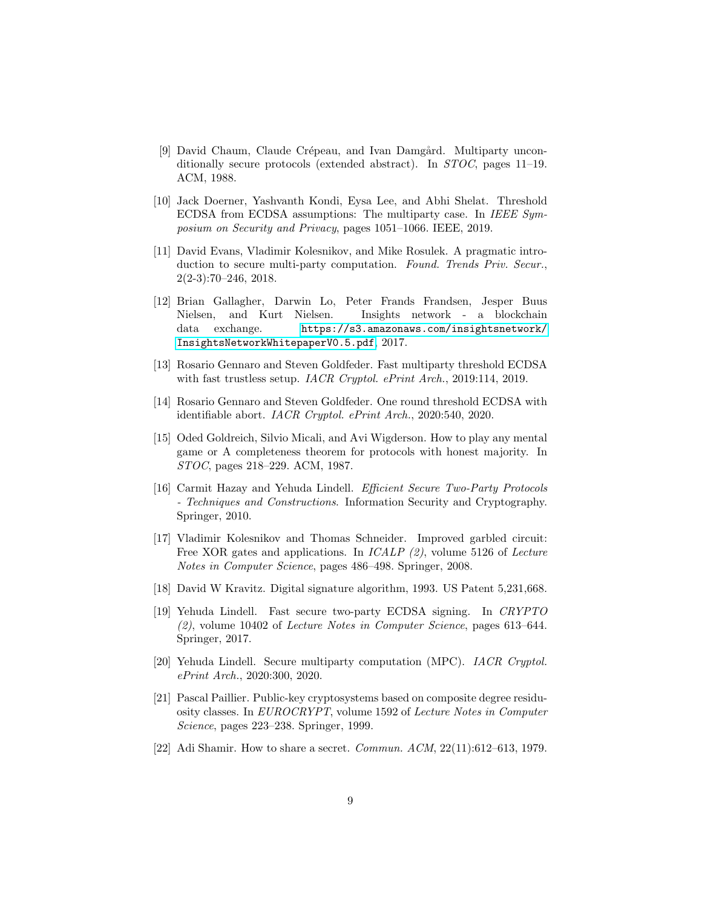[9] David Chaum, Claude Crépeau, and Ivan Damgård. Multiparty unconditionally secure protocols (extended abstract). In *STOC*, pages 11–19. ACM, 1988.

[10] Jack Doerner, Yashvanth Kondi, Eysa Lee, and Abhi Shelat. Threshold ECDSA from ECDSA assumptions: The multiparty case. In *IEEE Symposium on Security and Privacy*, pages 1051–1066. IEEE, 2019.

[11] David Evans, Vladimir Kolesnikov, and Mike Rosulek. A pragmatic introduction to secure multi-party computation. *Found. Trends Priv. Secur.*, 2(2-3):70–246, 2018.

[12] Brian Gallagher, Darwin Lo, Peter Frands Frandsen, Jesper Buus Nielsen, and Kurt Nielsen. Insights network - a blockchain data exchange. `https://s3.amazonaws.com/insightsnetwork/InsightsNetworkWhitepaperV0.5.pdf`, 2017.

[13] Rosario Gennaro and Steven Goldfeder. Fast multiparty threshold ECDSA with fast trustless setup. *IACR Cryptol. ePrint Arch.*, 2019:114, 2019.

[14] Rosario Gennaro and Steven Goldfeder. One round threshold ECDSA with identifiable abort. *IACR Cryptol. ePrint Arch.*, 2020:540, 2020.

[15] Oded Goldreich, Silvio Micali, and Avi Wigderson. How to play any mental game or A completeness theorem for protocols with honest majority. In *STOC*, pages 218–229. ACM, 1987.

[16] Carmit Hazay and Yehuda Lindell. *Efficient Secure Two-Party Protocols - Techniques and Constructions*. Information Security and Cryptography. Springer, 2010.

[17] Vladimir Kolesnikov and Thomas Schneider. Improved garbled circuit: Free XOR gates and applications. In *ICALP (2)*, volume 5126 of *Lecture Notes in Computer Science*, pages 486–498. Springer, 2008.

[18] David W Kravitz. Digital signature algorithm, 1993. US Patent 5,231,668.

[19] Yehuda Lindell. Fast secure two-party ECDSA signing. In *CRYPTO (2)*, volume 10402 of *Lecture Notes in Computer Science*, pages 613–644. Springer, 2017.

[20] Yehuda Lindell. Secure multiparty computation (MPC). *IACR Cryptol. ePrint Arch.*, 2020:300, 2020.

[21] Pascal Paillier. Public-key cryptosystems based on composite degree residuosity classes. In *EUROCRYPT*, volume 1592 of *Lecture Notes in Computer Science*, pages 223–238. Springer, 1999.

[22] Adi Shamir. How to share a secret. *Commun. ACM*, 22(11):612–613, 1979.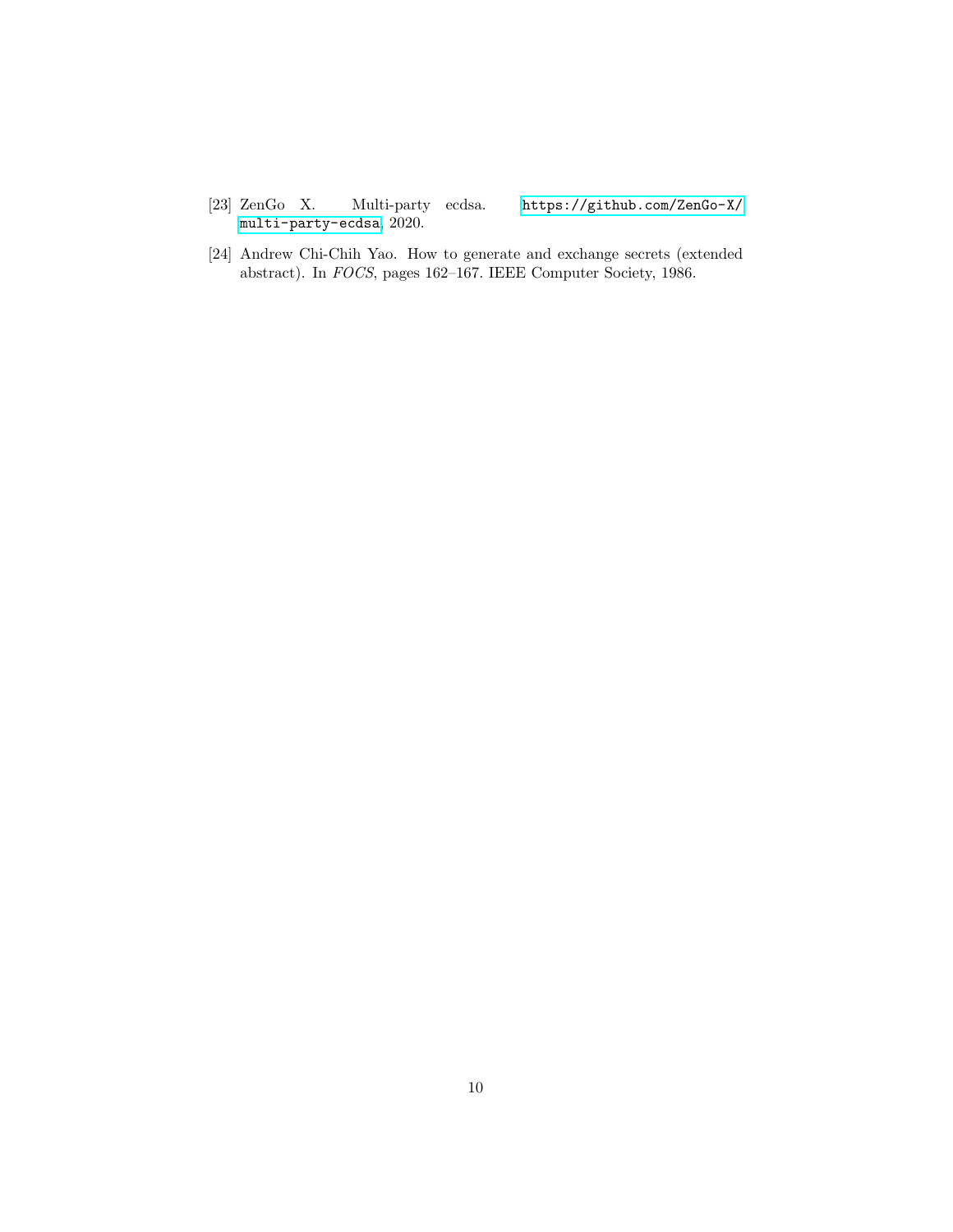[23] ZenGo X. Multi-party ecdsa. https://github.com/ZenGo-X/multi-party-ecdsa, 2020.

[24] Andrew Chi-Chih Yao. How to generate and exchange secrets (extended abstract). In *FOCS*, pages 162–167. IEEE Computer Society, 1986.